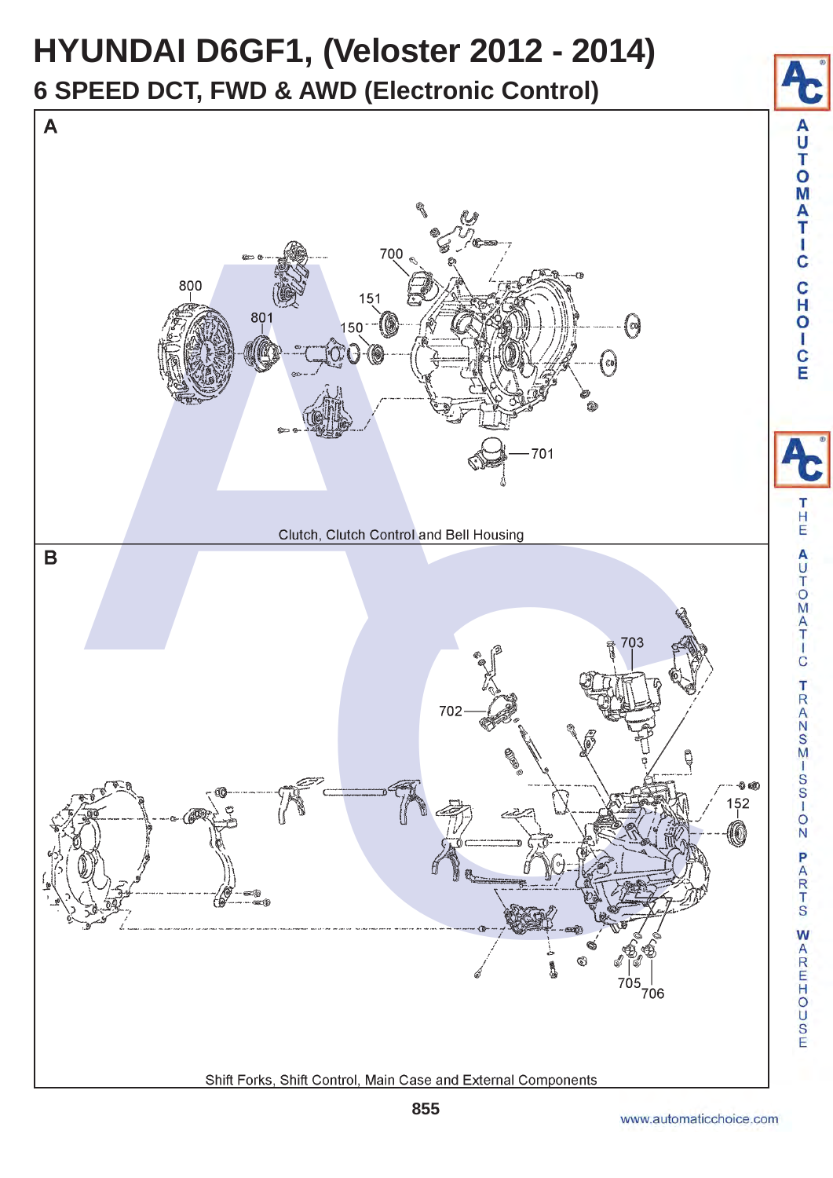# HYUNDAI D6GF1, (Veloster 2012 - 2014)

## 6 SPEED DCT, FWD & AWD (Electronic Control)

**A**

800 801 700 151 150 701

Clutch, Clutch Control and Bell Housing

**B**

703 702 152 705 706

Shift Forks, Shift Control, Main Case and External Components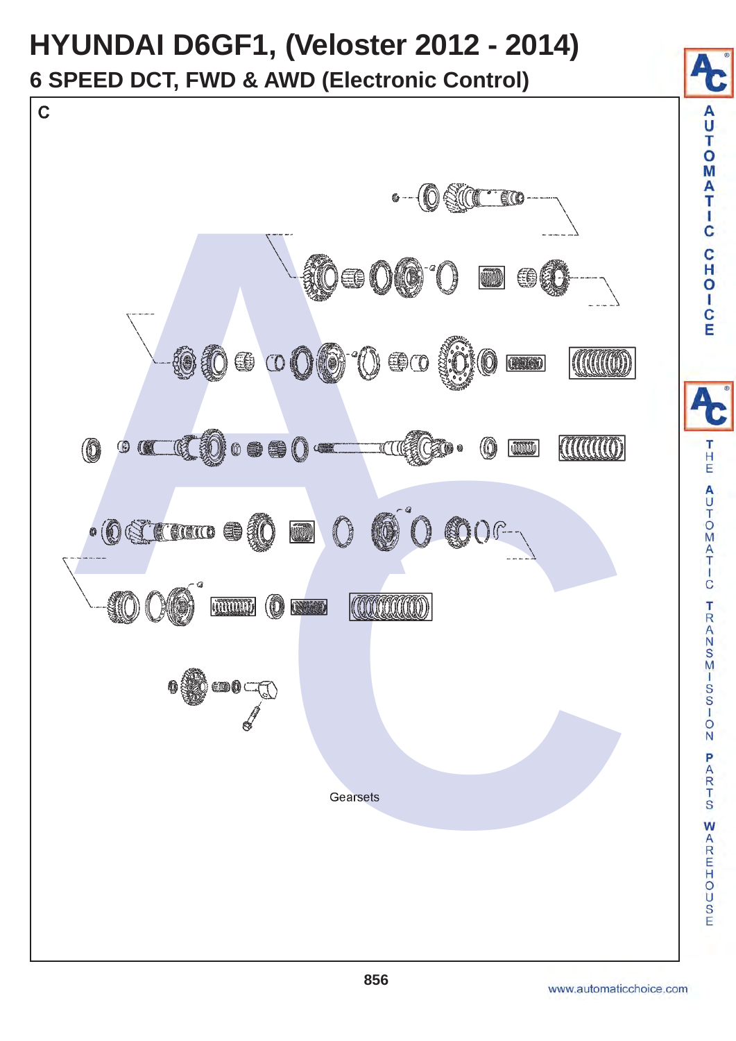# HYUNDAI D6GF1, (Veloster 2012 - 2014)

## 6 SPEED DCT, FWD & AWD (Electronic Control)

C

Gearsets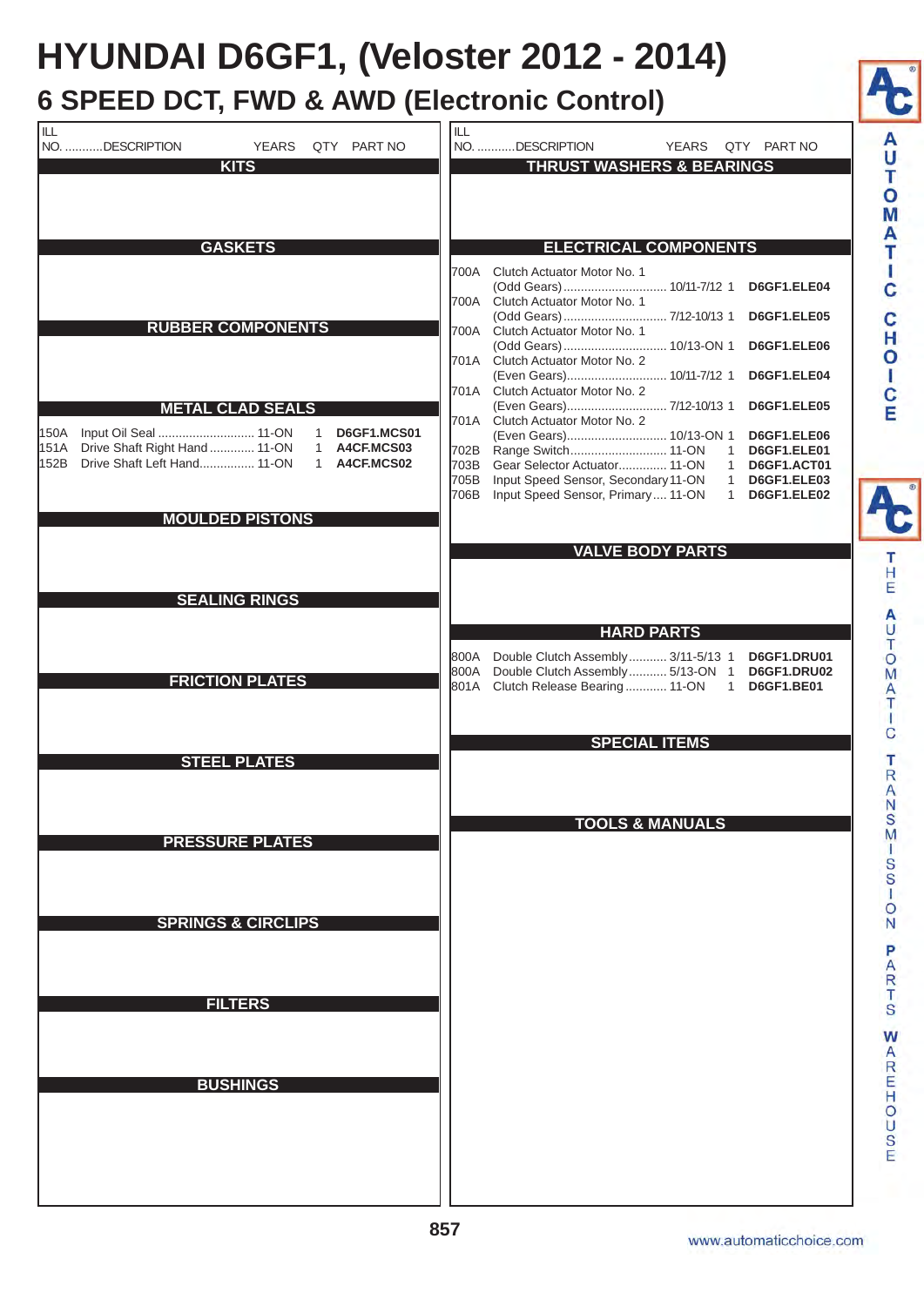# HYUNDAI D6GF1, (Veloster 2012 - 2014)

## 6 SPEED DCT, FWD & AWD (Electronic Control)

| ILL NO. | DESCRIPTION | YEARS | QTY | PART NO |
|---|---|---|---|---|
| | **KITS** | | | |
| | **GASKETS** | | | |
| | **RUBBER COMPONENTS** | | | |
| | **METAL CLAD SEALS** | | | |
| 150A | Input Oil Seal | 11-ON | 1 | D6GF1.MCS01 |
| 151A | Drive Shaft Right Hand | 11-ON | 1 | A4CF.MCS03 |
| 152B | Drive Shaft Left Hand | 11-ON | 1 | A4CF.MCS02 |
| | **MOULDED PISTONS** | | | |
| | **SEALING RINGS** | | | |
| | **FRICTION PLATES** | | | |
| | **STEEL PLATES** | | | |
| | **PRESSURE PLATES** | | | |
| | **SPRINGS & CIRCLIPS** | | | |
| | **FILTERS** | | | |
| | **BUSHINGS** | | | |

| ILL NO. | DESCRIPTION | YEARS | QTY | PART NO |
|---|---|---|---|---|
| | **THRUST WASHERS & BEARINGS** | | | |
| | **ELECTRICAL COMPONENTS** | | | |
| 700A | Clutch Actuator Motor No. 1 (Odd Gears) | 10/11-7/12 | 1 | D6GF1.ELE04 |
| 700A | Clutch Actuator Motor No. 1 (Odd Gears) | 7/12-10/13 | 1 | D6GF1.ELE05 |
| 700A | Clutch Actuator Motor No. 1 (Odd Gears) | 10/13-ON | 1 | D6GF1.ELE06 |
| 701A | Clutch Actuator Motor No. 2 (Even Gears) | 10/11-7/12 | 1 | D6GF1.ELE04 |
| 701A | Clutch Actuator Motor No. 2 (Even Gears) | 7/12-10/13 | 1 | D6GF1.ELE05 |
| 701A | Clutch Actuator Motor No. 2 (Even Gears) | 10/13-ON | 1 | D6GF1.ELE06 |
| 702B | Range Switch | 11-ON | 1 | D6GF1.ELE01 |
| 703B | Gear Selector Actuator | 11-ON | 1 | D6GF1.ACT01 |
| 705B | Input Speed Sensor, Secondary | 11-ON | 1 | D6GF1.ELE03 |
| 706B | Input Speed Sensor, Primary | 11-ON | 1 | D6GF1.ELE02 |
| | **VALVE BODY PARTS** | | | |
| | **HARD PARTS** | | | |
| 800A | Double Clutch Assembly | 3/11-5/13 | 1 | D6GF1.DRU01 |
| 800A | Double Clutch Assembly | 5/13-ON | 1 | D6GF1.DRU02 |
| 801A | Clutch Release Bearing | 11-ON | 1 | D6GF1.BE01 |
| | **SPECIAL ITEMS** | | | |
| | **TOOLS & MANUALS** | | | |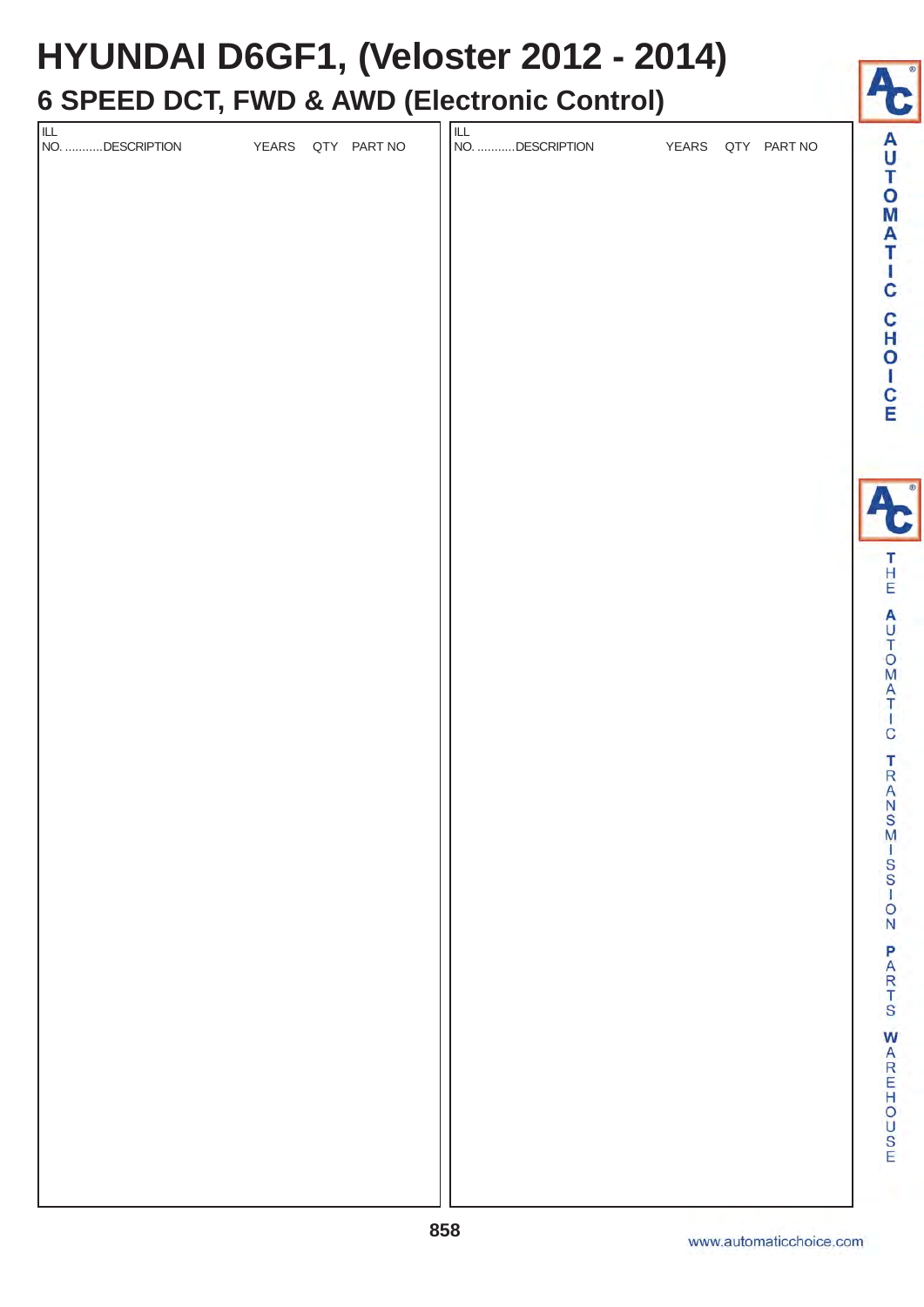# HYUNDAI D6GF1, (Veloster 2012 - 2014)

## 6 SPEED DCT, FWD & AWD (Electronic Control)

| ILL NO. ...........DESCRIPTION | YEARS | QTY | PART NO |
|---|---|---|---|

| ILL NO. ...........DESCRIPTION | YEARS | QTY | PART NO |
|---|---|---|---|